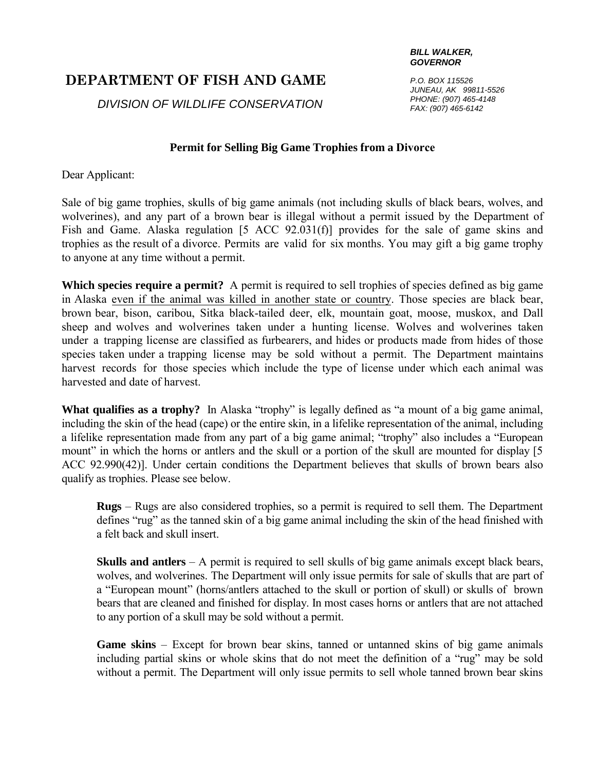**BILL WALKER, GOVERNOR**

*P.O. BOX 115526*
*JUNEAU, AK 99811-5526*
*PHONE: (907) 465-4148*
*FAX: (907) 465-6142*

# DEPARTMENT OF FISH AND GAME

*DIVISION OF WILDLIFE CONSERVATION*

## Permit for Selling Big Game Trophies from a Divorce

Dear Applicant:

Sale of big game trophies, skulls of big game animals (not including skulls of black bears, wolves, and wolverines), and any part of a brown bear is illegal without a permit issued by the Department of Fish and Game. Alaska regulation [5 ACC 92.031(f)] provides for the sale of game skins and trophies as the result of a divorce. Permits are valid for six months. You may gift a big game trophy to anyone at any time without a permit.

**Which species require a permit?** A permit is required to sell trophies of species defined as big game in Alaska even if the animal was killed in another state or country. Those species are black bear, brown bear, bison, caribou, Sitka black-tailed deer, elk, mountain goat, moose, muskox, and Dall sheep and wolves and wolverines taken under a hunting license. Wolves and wolverines taken under a trapping license are classified as furbearers, and hides or products made from hides of those species taken under a trapping license may be sold without a permit. The Department maintains harvest records for those species which include the type of license under which each animal was harvested and date of harvest.

**What qualifies as a trophy?** In Alaska "trophy" is legally defined as "a mount of a big game animal, including the skin of the head (cape) or the entire skin, in a lifelike representation of the animal, including a lifelike representation made from any part of a big game animal; "trophy" also includes a "European mount" in which the horns or antlers and the skull or a portion of the skull are mounted for display [5 ACC 92.990(42)]. Under certain conditions the Department believes that skulls of brown bears also qualify as trophies. Please see below.

> **Rugs** – Rugs are also considered trophies, so a permit is required to sell them. The Department defines "rug" as the tanned skin of a big game animal including the skin of the head finished with a felt back and skull insert.
>
> **Skulls and antlers** – A permit is required to sell skulls of big game animals except black bears, wolves, and wolverines. The Department will only issue permits for sale of skulls that are part of a "European mount" (horns/antlers attached to the skull or portion of skull) or skulls of brown bears that are cleaned and finished for display. In most cases horns or antlers that are not attached to any portion of a skull may be sold without a permit.
>
> **Game skins** – Except for brown bear skins, tanned or untanned skins of big game animals including partial skins or whole skins that do not meet the definition of a "rug" may be sold without a permit. The Department will only issue permits to sell whole tanned brown bear skins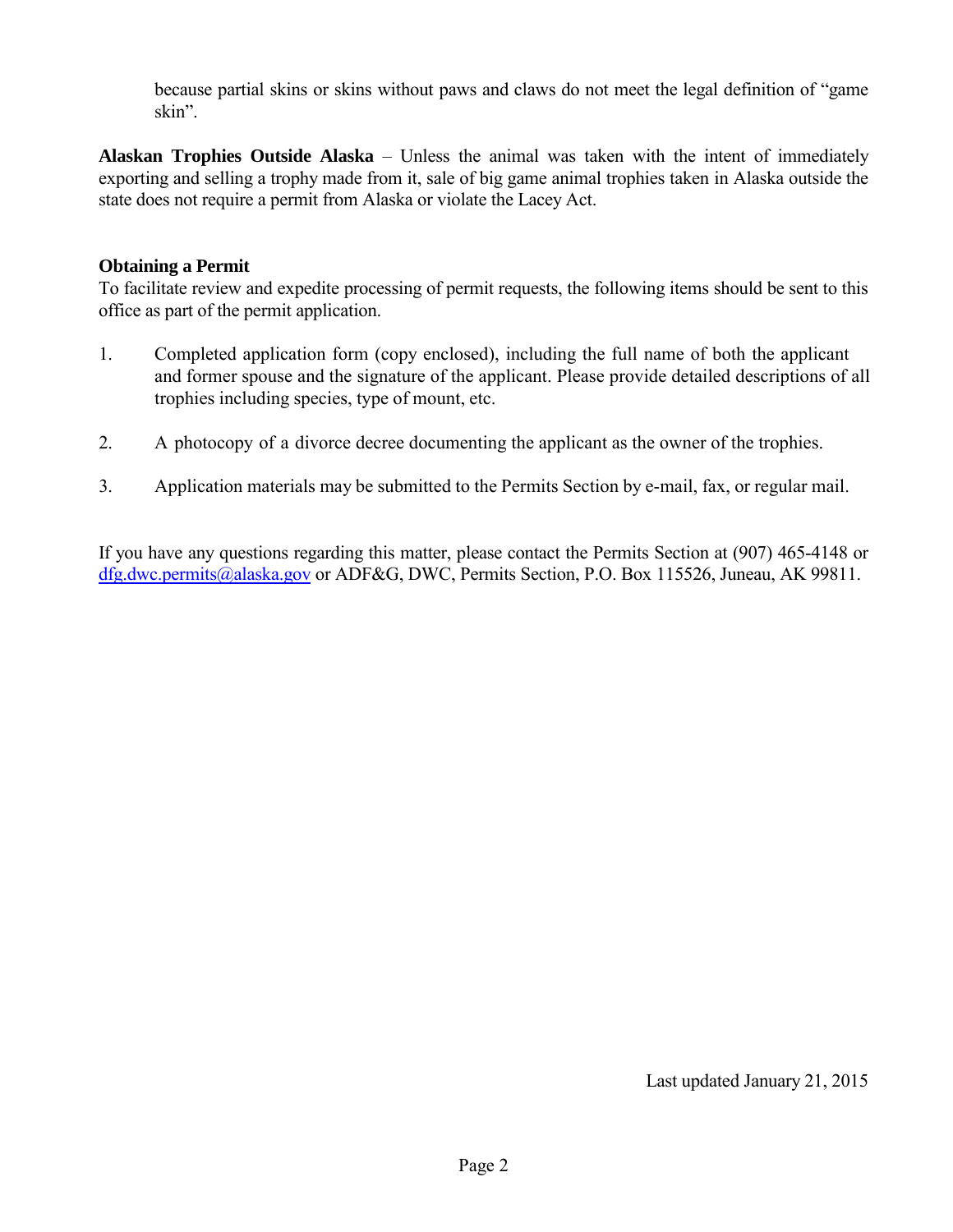because partial skins or skins without paws and claws do not meet the legal definition of “game skin”.

**Alaskan Trophies Outside Alaska** – Unless the animal was taken with the intent of immediately exporting and selling a trophy made from it, sale of big game animal trophies taken in Alaska outside the state does not require a permit from Alaska or violate the Lacey Act.

**Obtaining a Permit**

To facilitate review and expedite processing of permit requests, the following items should be sent to this office as part of the permit application.

1. Completed application form (copy enclosed), including the full name of both the applicant and former spouse and the signature of the applicant. Please provide detailed descriptions of all trophies including species, type of mount, etc.

2. A photocopy of a divorce decree documenting the applicant as the owner of the trophies.

3. Application materials may be submitted to the Permits Section by e-mail, fax, or regular mail.

If you have any questions regarding this matter, please contact the Permits Section at (907) 465-4148 or dfg.dwc.permits@alaska.gov or ADF&G, DWC, Permits Section, P.O. Box 115526, Juneau, AK 99811.

Last updated January 21, 2015